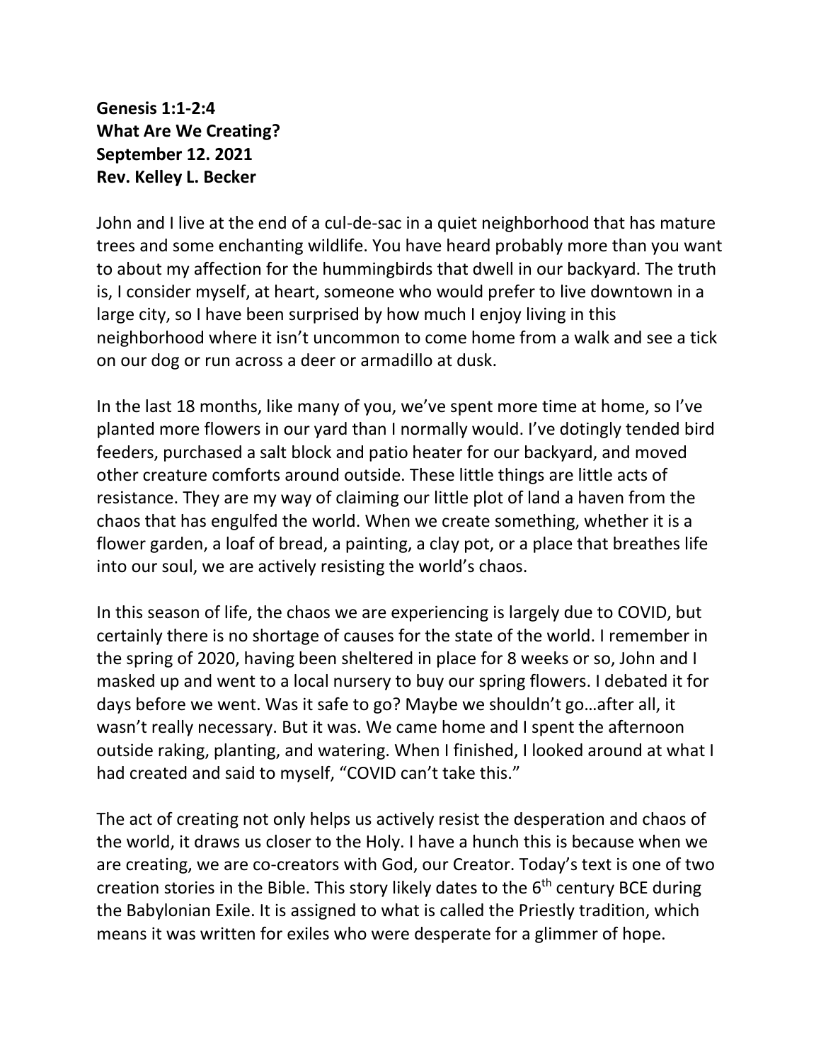**Genesis 1:1-2:4**
**What Are We Creating?**
**September 12. 2021**
**Rev. Kelley L. Becker**

John and I live at the end of a cul-de-sac in a quiet neighborhood that has mature trees and some enchanting wildlife. You have heard probably more than you want to about my affection for the hummingbirds that dwell in our backyard. The truth is, I consider myself, at heart, someone who would prefer to live downtown in a large city, so I have been surprised by how much I enjoy living in this neighborhood where it isn't uncommon to come home from a walk and see a tick on our dog or run across a deer or armadillo at dusk.

In the last 18 months, like many of you, we've spent more time at home, so I've planted more flowers in our yard than I normally would. I've dotingly tended bird feeders, purchased a salt block and patio heater for our backyard, and moved other creature comforts around outside. These little things are little acts of resistance. They are my way of claiming our little plot of land a haven from the chaos that has engulfed the world. When we create something, whether it is a flower garden, a loaf of bread, a painting, a clay pot, or a place that breathes life into our soul, we are actively resisting the world's chaos.

In this season of life, the chaos we are experiencing is largely due to COVID, but certainly there is no shortage of causes for the state of the world. I remember in the spring of 2020, having been sheltered in place for 8 weeks or so, John and I masked up and went to a local nursery to buy our spring flowers. I debated it for days before we went. Was it safe to go? Maybe we shouldn't go…after all, it wasn't really necessary. But it was. We came home and I spent the afternoon outside raking, planting, and watering. When I finished, I looked around at what I had created and said to myself, "COVID can't take this."

The act of creating not only helps us actively resist the desperation and chaos of the world, it draws us closer to the Holy. I have a hunch this is because when we are creating, we are co-creators with God, our Creator. Today's text is one of two creation stories in the Bible. This story likely dates to the 6th century BCE during the Babylonian Exile. It is assigned to what is called the Priestly tradition, which means it was written for exiles who were desperate for a glimmer of hope.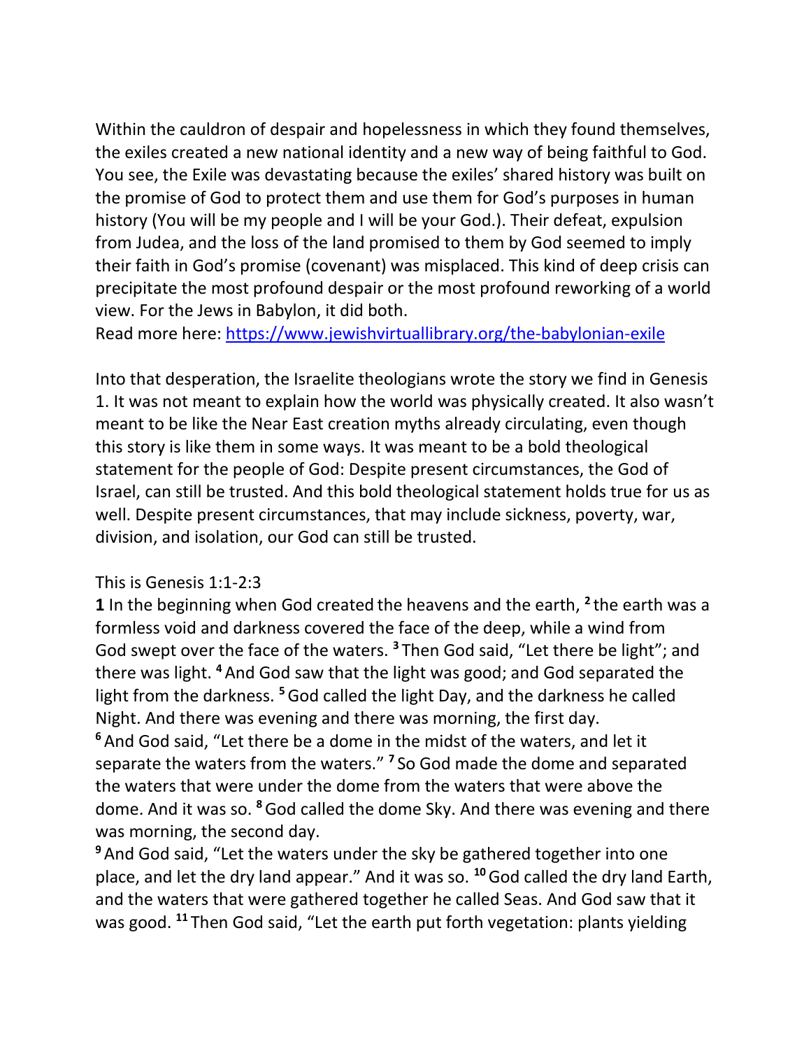Within the cauldron of despair and hopelessness in which they found themselves, the exiles created a new national identity and a new way of being faithful to God. You see, the Exile was devastating because the exiles' shared history was built on the promise of God to protect them and use them for God's purposes in human history (You will be my people and I will be your God.). Their defeat, expulsion from Judea, and the loss of the land promised to them by God seemed to imply their faith in God's promise (covenant) was misplaced. This kind of deep crisis can precipitate the most profound despair or the most profound reworking of a world view. For the Jews in Babylon, it did both.
Read more here: https://www.jewishvirtuallibrary.org/the-babylonian-exile

Into that desperation, the Israelite theologians wrote the story we find in Genesis 1. It was not meant to explain how the world was physically created. It also wasn't meant to be like the Near East creation myths already circulating, even though this story is like them in some ways. It was meant to be a bold theological statement for the people of God: Despite present circumstances, the God of Israel, can still be trusted. And this bold theological statement holds true for us as well. Despite present circumstances, that may include sickness, poverty, war, division, and isolation, our God can still be trusted.

This is Genesis 1:1-2:3

**1** In the beginning when God created the heavens and the earth, [2] the earth was a formless void and darkness covered the face of the deep, while a wind from God swept over the face of the waters. [3] Then God said, "Let there be light"; and there was light. [4] And God saw that the light was good; and God separated the light from the darkness. [5] God called the light Day, and the darkness he called Night. And there was evening and there was morning, the first day.

[6] And God said, "Let there be a dome in the midst of the waters, and let it separate the waters from the waters." [7] So God made the dome and separated the waters that were under the dome from the waters that were above the dome. And it was so. [8] God called the dome Sky. And there was evening and there was morning, the second day.

[9] And God said, "Let the waters under the sky be gathered together into one place, and let the dry land appear." And it was so. [10] God called the dry land Earth, and the waters that were gathered together he called Seas. And God saw that it was good. [11] Then God said, "Let the earth put forth vegetation: plants yielding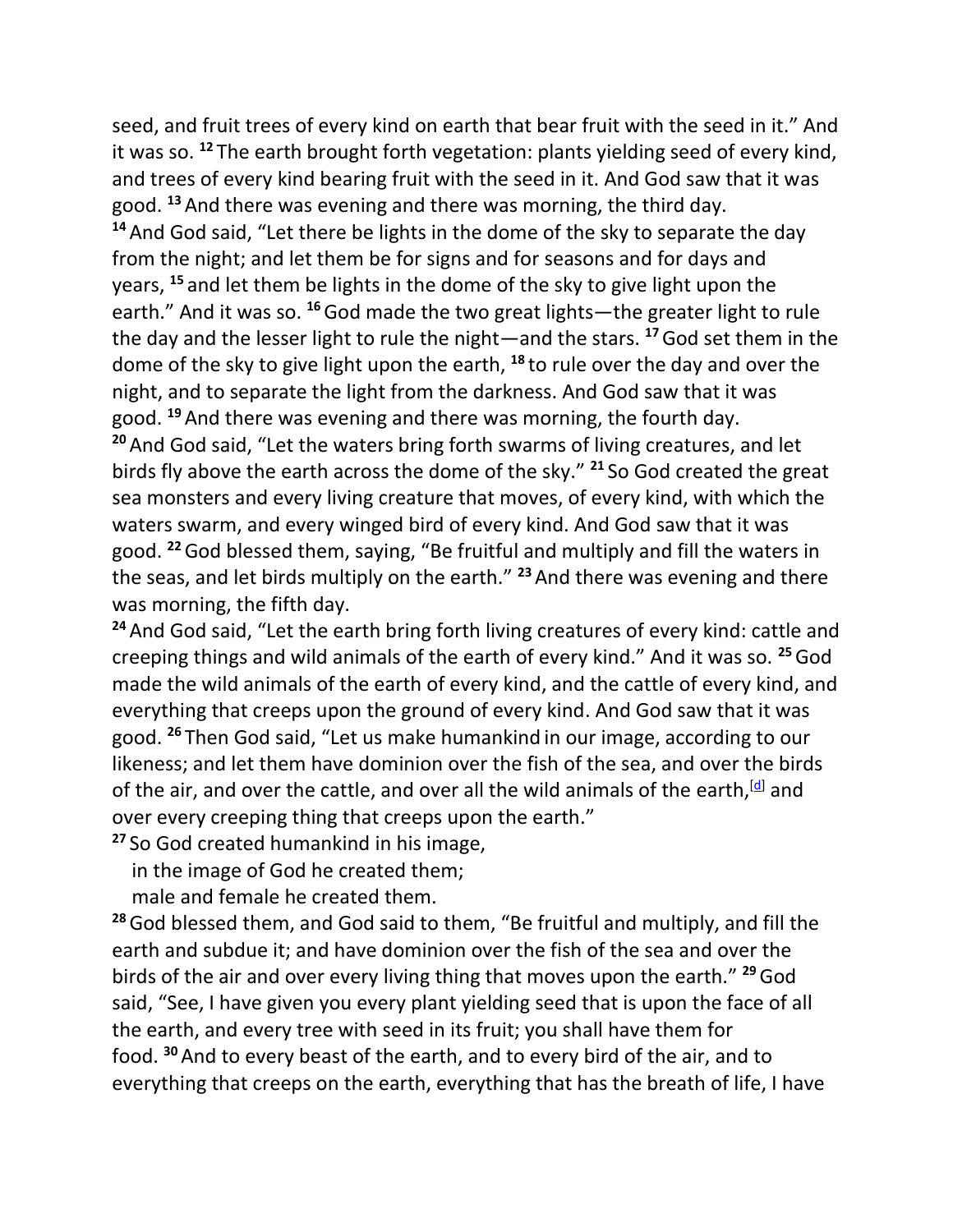seed, and fruit trees of every kind on earth that bear fruit with the seed in it." And it was so. [12] The earth brought forth vegetation: plants yielding seed of every kind, and trees of every kind bearing fruit with the seed in it. And God saw that it was good. [13] And there was evening and there was morning, the third day.

[14] And God said, "Let there be lights in the dome of the sky to separate the day from the night; and let them be for signs and for seasons and for days and years, [15] and let them be lights in the dome of the sky to give light upon the earth." And it was so. [16] God made the two great lights—the greater light to rule the day and the lesser light to rule the night—and the stars. [17] God set them in the dome of the sky to give light upon the earth, [18] to rule over the day and over the night, and to separate the light from the darkness. And God saw that it was good. [19] And there was evening and there was morning, the fourth day.

[20] And God said, "Let the waters bring forth swarms of living creatures, and let birds fly above the earth across the dome of the sky." [21] So God created the great sea monsters and every living creature that moves, of every kind, with which the waters swarm, and every winged bird of every kind. And God saw that it was good. [22] God blessed them, saying, "Be fruitful and multiply and fill the waters in the seas, and let birds multiply on the earth." [23] And there was evening and there was morning, the fifth day.

[24] And God said, "Let the earth bring forth living creatures of every kind: cattle and creeping things and wild animals of the earth of every kind." And it was so. [25] God made the wild animals of the earth of every kind, and the cattle of every kind, and everything that creeps upon the ground of every kind. And God saw that it was good. [26] Then God said, "Let us make humankind in our image, according to our likeness; and let them have dominion over the fish of the sea, and over the birds of the air, and over the cattle, and over all the wild animals of the earth,[d] and over every creeping thing that creeps upon the earth."

[27] So God created humankind in his image,
  in the image of God he created them;
  male and female he created them.

[28] God blessed them, and God said to them, "Be fruitful and multiply, and fill the earth and subdue it; and have dominion over the fish of the sea and over the birds of the air and over every living thing that moves upon the earth." [29] God said, "See, I have given you every plant yielding seed that is upon the face of all the earth, and every tree with seed in its fruit; you shall have them for food. [30] And to every beast of the earth, and to every bird of the air, and to everything that creeps on the earth, everything that has the breath of life, I have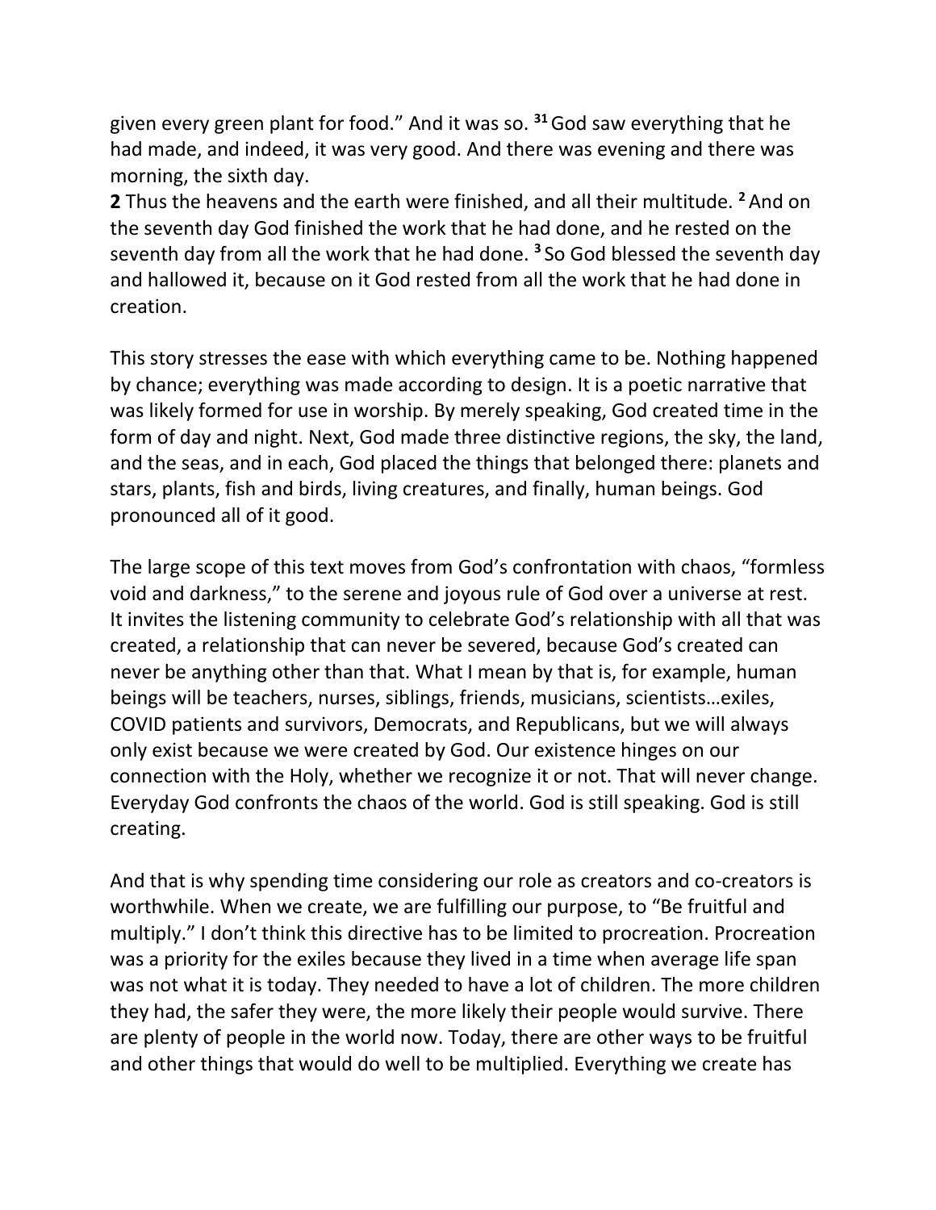given every green plant for food." And it was so. [31] God saw everything that he had made, and indeed, it was very good. And there was evening and there was morning, the sixth day.

**2** Thus the heavens and the earth were finished, and all their multitude. [2] And on the seventh day God finished the work that he had done, and he rested on the seventh day from all the work that he had done. [3] So God blessed the seventh day and hallowed it, because on it God rested from all the work that he had done in creation.

This story stresses the ease with which everything came to be. Nothing happened by chance; everything was made according to design. It is a poetic narrative that was likely formed for use in worship. By merely speaking, God created time in the form of day and night. Next, God made three distinctive regions, the sky, the land, and the seas, and in each, God placed the things that belonged there: planets and stars, plants, fish and birds, living creatures, and finally, human beings. God pronounced all of it good.

The large scope of this text moves from God's confrontation with chaos, "formless void and darkness," to the serene and joyous rule of God over a universe at rest. It invites the listening community to celebrate God's relationship with all that was created, a relationship that can never be severed, because God's created can never be anything other than that. What I mean by that is, for example, human beings will be teachers, nurses, siblings, friends, musicians, scientists…exiles, COVID patients and survivors, Democrats, and Republicans, but we will always only exist because we were created by God. Our existence hinges on our connection with the Holy, whether we recognize it or not. That will never change. Everyday God confronts the chaos of the world. God is still speaking. God is still creating.

And that is why spending time considering our role as creators and co-creators is worthwhile. When we create, we are fulfilling our purpose, to "Be fruitful and multiply." I don't think this directive has to be limited to procreation. Procreation was a priority for the exiles because they lived in a time when average life span was not what it is today. They needed to have a lot of children. The more children they had, the safer they were, the more likely their people would survive. There are plenty of people in the world now. Today, there are other ways to be fruitful and other things that would do well to be multiplied. Everything we create has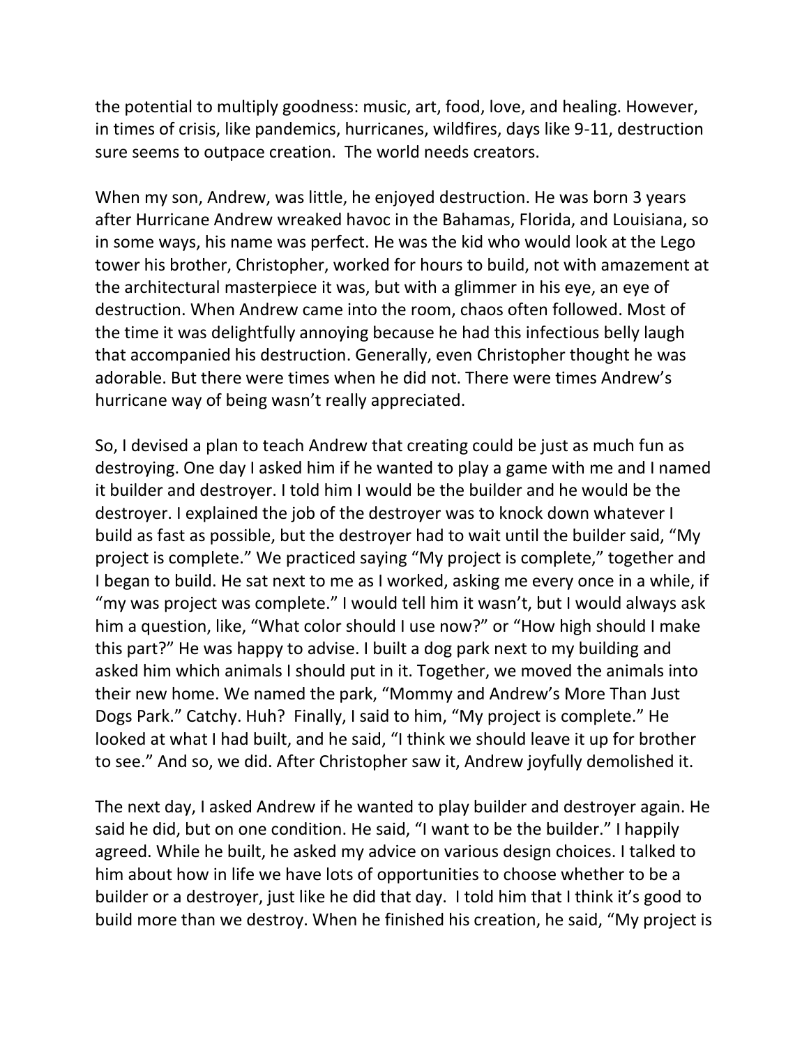the potential to multiply goodness: music, art, food, love, and healing. However, in times of crisis, like pandemics, hurricanes, wildfires, days like 9-11, destruction sure seems to outpace creation. The world needs creators.

When my son, Andrew, was little, he enjoyed destruction. He was born 3 years after Hurricane Andrew wreaked havoc in the Bahamas, Florida, and Louisiana, so in some ways, his name was perfect. He was the kid who would look at the Lego tower his brother, Christopher, worked for hours to build, not with amazement at the architectural masterpiece it was, but with a glimmer in his eye, an eye of destruction. When Andrew came into the room, chaos often followed. Most of the time it was delightfully annoying because he had this infectious belly laugh that accompanied his destruction. Generally, even Christopher thought he was adorable. But there were times when he did not. There were times Andrew's hurricane way of being wasn't really appreciated.

So, I devised a plan to teach Andrew that creating could be just as much fun as destroying. One day I asked him if he wanted to play a game with me and I named it builder and destroyer. I told him I would be the builder and he would be the destroyer. I explained the job of the destroyer was to knock down whatever I build as fast as possible, but the destroyer had to wait until the builder said, "My project is complete." We practiced saying "My project is complete," together and I began to build. He sat next to me as I worked, asking me every once in a while, if "my was project was complete." I would tell him it wasn't, but I would always ask him a question, like, "What color should I use now?" or "How high should I make this part?" He was happy to advise. I built a dog park next to my building and asked him which animals I should put in it. Together, we moved the animals into their new home. We named the park, "Mommy and Andrew's More Than Just Dogs Park." Catchy. Huh? Finally, I said to him, "My project is complete." He looked at what I had built, and he said, "I think we should leave it up for brother to see." And so, we did. After Christopher saw it, Andrew joyfully demolished it.

The next day, I asked Andrew if he wanted to play builder and destroyer again. He said he did, but on one condition. He said, "I want to be the builder." I happily agreed. While he built, he asked my advice on various design choices. I talked to him about how in life we have lots of opportunities to choose whether to be a builder or a destroyer, just like he did that day. I told him that I think it's good to build more than we destroy. When he finished his creation, he said, "My project is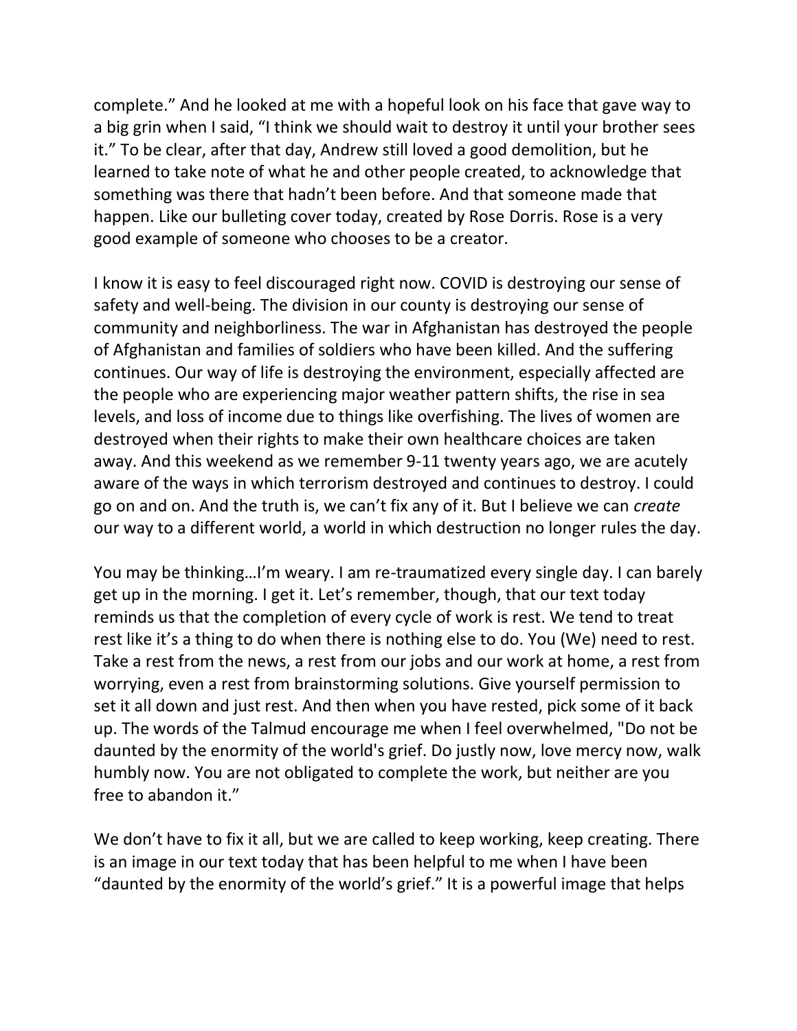complete." And he looked at me with a hopeful look on his face that gave way to a big grin when I said, "I think we should wait to destroy it until your brother sees it." To be clear, after that day, Andrew still loved a good demolition, but he learned to take note of what he and other people created, to acknowledge that something was there that hadn't been before. And that someone made that happen. Like our bulleting cover today, created by Rose Dorris. Rose is a very good example of someone who chooses to be a creator.

I know it is easy to feel discouraged right now. COVID is destroying our sense of safety and well-being. The division in our county is destroying our sense of community and neighborliness. The war in Afghanistan has destroyed the people of Afghanistan and families of soldiers who have been killed. And the suffering continues. Our way of life is destroying the environment, especially affected are the people who are experiencing major weather pattern shifts, the rise in sea levels, and loss of income due to things like overfishing. The lives of women are destroyed when their rights to make their own healthcare choices are taken away. And this weekend as we remember 9-11 twenty years ago, we are acutely aware of the ways in which terrorism destroyed and continues to destroy. I could go on and on. And the truth is, we can't fix any of it. But I believe we can *create* our way to a different world, a world in which destruction no longer rules the day.

You may be thinking…I'm weary. I am re-traumatized every single day. I can barely get up in the morning. I get it. Let's remember, though, that our text today reminds us that the completion of every cycle of work is rest. We tend to treat rest like it's a thing to do when there is nothing else to do. You (We) need to rest. Take a rest from the news, a rest from our jobs and our work at home, a rest from worrying, even a rest from brainstorming solutions. Give yourself permission to set it all down and just rest. And then when you have rested, pick some of it back up. The words of the Talmud encourage me when I feel overwhelmed, "Do not be daunted by the enormity of the world's grief. Do justly now, love mercy now, walk humbly now. You are not obligated to complete the work, but neither are you free to abandon it."

We don't have to fix it all, but we are called to keep working, keep creating. There is an image in our text today that has been helpful to me when I have been "daunted by the enormity of the world's grief." It is a powerful image that helps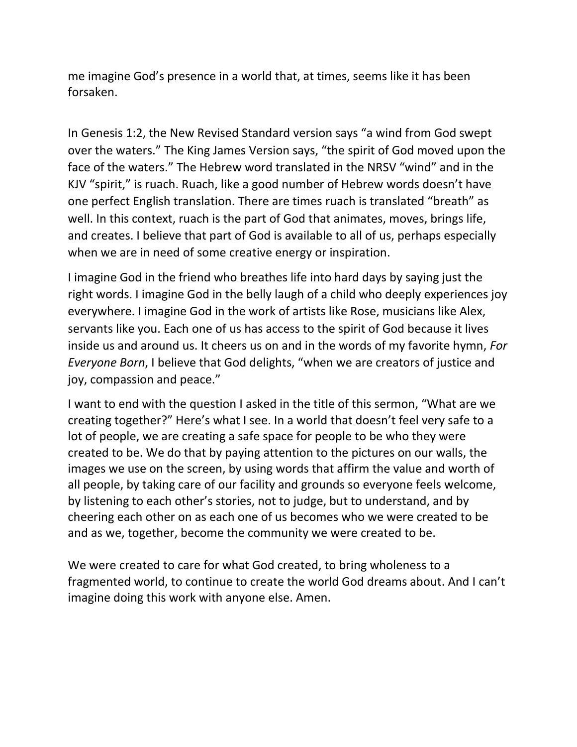me imagine God's presence in a world that, at times, seems like it has been forsaken.

In Genesis 1:2, the New Revised Standard version says "a wind from God swept over the waters." The King James Version says, "the spirit of God moved upon the face of the waters." The Hebrew word translated in the NRSV "wind" and in the KJV "spirit," is ruach. Ruach, like a good number of Hebrew words doesn't have one perfect English translation. There are times ruach is translated "breath" as well. In this context, ruach is the part of God that animates, moves, brings life, and creates. I believe that part of God is available to all of us, perhaps especially when we are in need of some creative energy or inspiration.

I imagine God in the friend who breathes life into hard days by saying just the right words. I imagine God in the belly laugh of a child who deeply experiences joy everywhere. I imagine God in the work of artists like Rose, musicians like Alex, servants like you. Each one of us has access to the spirit of God because it lives inside us and around us. It cheers us on and in the words of my favorite hymn, *For Everyone Born*, I believe that God delights, "when we are creators of justice and joy, compassion and peace."

I want to end with the question I asked in the title of this sermon, "What are we creating together?" Here's what I see. In a world that doesn't feel very safe to a lot of people, we are creating a safe space for people to be who they were created to be. We do that by paying attention to the pictures on our walls, the images we use on the screen, by using words that affirm the value and worth of all people, by taking care of our facility and grounds so everyone feels welcome, by listening to each other's stories, not to judge, but to understand, and by cheering each other on as each one of us becomes who we were created to be and as we, together, become the community we were created to be.

We were created to care for what God created, to bring wholeness to a fragmented world, to continue to create the world God dreams about. And I can't imagine doing this work with anyone else. Amen.